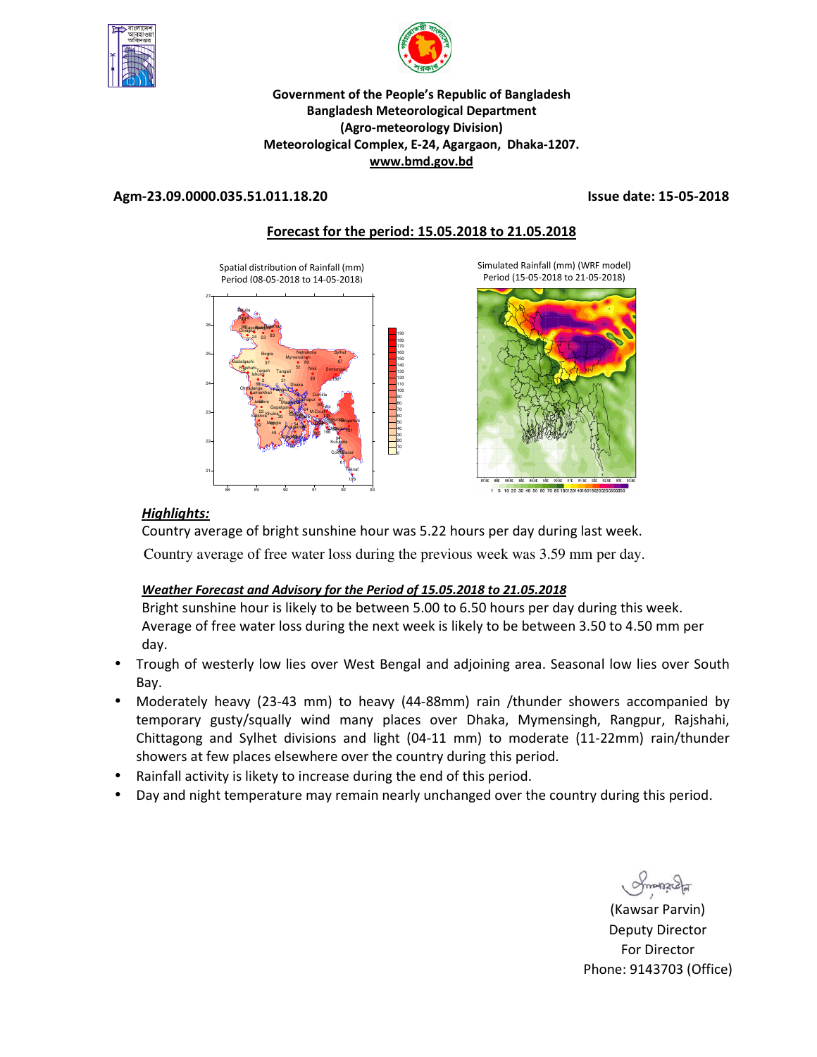**Government of the People's Republic of Bangladesh**
**Bangladesh Meteorological Department**
**(Agro-meteorology Division)**
**Meteorological Complex, E-24, Agargaon, Dhaka-1207.**
**www.bmd.gov.bd**

**Agm-23.09.0000.035.51.011.18.20** **Issue date: 15-05-2018**

## Forecast for the period: 15.05.2018 to 21.05.2018

Spatial distribution of Rainfall (mm)
Period (08-05-2018 to 14-05-2018)

Simulated Rainfall (mm) (WRF model)
Period (15-05-2018 to 21-05-2018)

***Highlights:***

Country average of bright sunshine hour was 5.22 hours per day during last week.

Country average of free water loss during the previous week was 3.59 mm per day.

***Weather Forecast and Advisory for the Period of 15.05.2018 to 21.05.2018***

Bright sunshine hour is likely to be between 5.00 to 6.50 hours per day during this week.
Average of free water loss during the next week is likely to be between 3.50 to 4.50 mm per day.

- Trough of westerly low lies over West Bengal and adjoining area. Seasonal low lies over South Bay.
- Moderately heavy (23-43 mm) to heavy (44-88mm) rain /thunder showers accompanied by temporary gusty/squally wind many places over Dhaka, Mymensingh, Rangpur, Rajshahi, Chittagong and Sylhet divisions and light (04-11 mm) to moderate (11-22mm) rain/thunder showers at few places elsewhere over the country during this period.
- Rainfall activity is likety to increase during the end of this period.
- Day and night temperature may remain nearly unchanged over the country during this period.

(Kawsar Parvin)
Deputy Director
For Director
Phone: 9143703 (Office)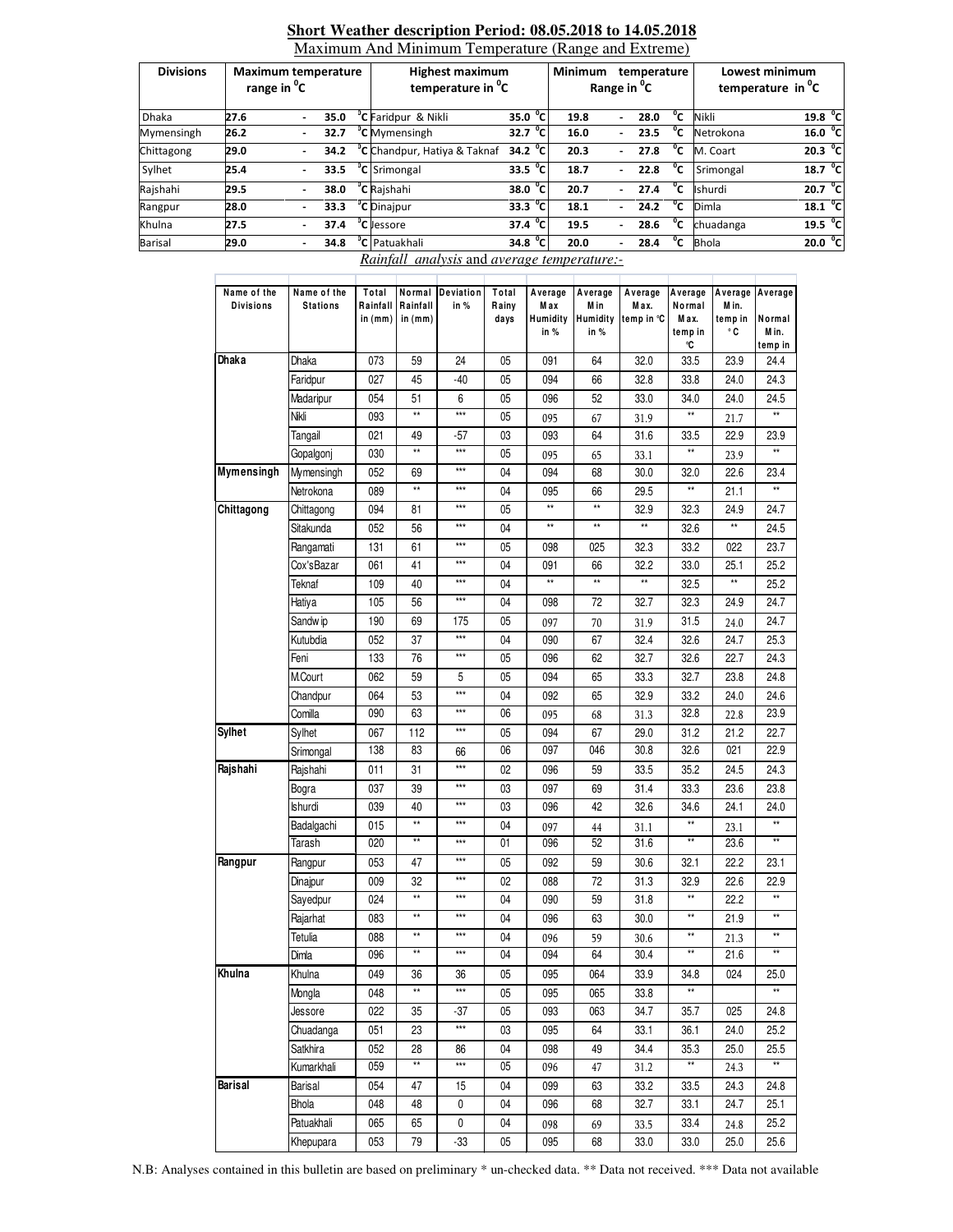## Short Weather description Period: 08.05.2018 to 14.05.2018

Maximum And Minimum Temperature (Range and Extreme)

| Divisions | Maximum temperature range in °C | Highest maximum temperature in °C | | Minimum temperature Range in °C | Lowest minimum temperature in °C | |
|---|---|---|---|---|---|---|
| Dhaka | 27.6 - 35.0 °C | Faridpur & Nikli | 35.0 °C | 19.8 - 28.0 °C | Nikli | 19.8 °C |
| Mymensingh | 26.2 - 32.7 °C | Mymensingh | 32.7 °C | 16.0 - 23.5 °C | Netrokona | 16.0 °C |
| Chittagong | 29.0 - 34.2 °C | Chandpur, Hatiya & Taknaf | 34.2 °C | 20.3 - 27.8 °C | M. Coart | 20.3 °C |
| Sylhet | 25.4 - 33.5 °C | Srimongal | 33.5 °C | 18.7 - 22.8 °C | Srimongal | 18.7 °C |
| Rajshahi | 29.5 - 38.0 °C | Rajshahi | 38.0 °C | 20.7 - 27.4 °C | Ishurdi | 20.7 °C |
| Rangpur | 28.0 - 33.3 °C | Dinajpur | 33.3 °C | 18.1 - 24.2 °C | Dimla | 18.1 °C |
| Khulna | 27.5 - 37.4 °C | Jessore | 37.4 °C | 19.5 - 28.6 °C | chuadanga | 19.5 °C |
| Barisal | 29.0 - 34.8 °C | Patuakhali | 34.8 °C | 20.0 - 28.4 °C | Bhola | 20.0 °C |

*Rainfall analysis* and *average temperature:-*

| Name of the Divisions | Name of the Stations | Total Rainfall in (mm) | Normal Rainfall in (mm) | Deviation in % | Total Rainy days | Average Max Humidity in % | Average Min Humidity in % | Average Max. temp in °C | Average Normal Max. temp in °C | Average Min. temp in °C | Average Normal Min. temp in °C |
|---|---|---|---|---|---|---|---|---|---|---|---|
| Dhaka | Dhaka | 073 | 59 | 24 | 05 | 091 | 64 | 32.0 | 33.5 | 23.9 | 24.4 |
| | Faridpur | 027 | 45 | -40 | 05 | 094 | 66 | 32.8 | 33.8 | 24.0 | 24.3 |
| | Madaripur | 054 | 51 | 6 | 05 | 096 | 52 | 33.0 | 34.0 | 24.0 | 24.5 |
| | Nikli | 093 | ** | *** | 05 | 095 | 67 | 31.9 | ** | 21.7 | ** |
| | Tangail | 021 | 49 | -57 | 03 | 093 | 64 | 31.6 | 33.5 | 22.9 | 23.9 |
| | Gopalgonj | 030 | ** | *** | 05 | 095 | 65 | 33.1 | ** | 23.9 | ** |
| Mymensingh | Mymensingh | 052 | 69 | *** | 04 | 094 | 68 | 30.0 | 32.0 | 22.6 | 23.4 |
| | Netrokona | 089 | ** | *** | 04 | 095 | 66 | 29.5 | ** | 21.1 | ** |
| Chittagong | Chittagong | 094 | 81 | *** | 05 | ** | ** | 32.9 | 32.3 | 24.9 | 24.7 |
| | Sitakunda | 052 | 56 | *** | 04 | ** | ** | ** | 32.6 | ** | 24.5 |
| | Rangamati | 131 | 61 | *** | 05 | 098 | 025 | 32.3 | 33.2 | 022 | 23.7 |
| | Cox'sBazar | 061 | 41 | *** | 04 | 091 | 66 | 32.2 | 33.0 | 25.1 | 25.2 |
| | Teknaf | 109 | 40 | *** | 04 | ** | ** | ** | 32.5 | ** | 25.2 |
| | Hatiya | 105 | 56 | *** | 04 | 098 | 72 | 32.7 | 32.3 | 24.9 | 24.7 |
| | Sandwip | 190 | 69 | 175 | 05 | 097 | 70 | 31.9 | 31.5 | 24.0 | 24.7 |
| | Kutubdia | 052 | 37 | *** | 04 | 090 | 67 | 32.4 | 32.6 | 24.7 | 25.3 |
| | Feni | 133 | 76 | *** | 05 | 096 | 62 | 32.7 | 32.6 | 22.7 | 24.3 |
| | M.Court | 062 | 59 | 5 | 05 | 094 | 65 | 33.3 | 32.7 | 23.8 | 24.8 |
| | Chandpur | 064 | 53 | *** | 04 | 092 | 65 | 32.9 | 33.2 | 24.0 | 24.6 |
| | Comilla | 090 | 63 | *** | 06 | 095 | 68 | 31.3 | 32.8 | 22.8 | 23.9 |
| Sylhet | Sylhet | 067 | 112 | *** | 05 | 094 | 67 | 29.0 | 31.2 | 21.2 | 22.7 |
| | Srimongal | 138 | 83 | 66 | 06 | 097 | 046 | 30.8 | 32.6 | 021 | 22.9 |
| Rajshahi | Rajshahi | 011 | 31 | *** | 02 | 096 | 59 | 33.5 | 35.2 | 24.5 | 24.3 |
| | Bogra | 037 | 39 | *** | 03 | 097 | 69 | 31.4 | 33.3 | 23.6 | 23.8 |
| | Ishurdi | 039 | 40 | *** | 03 | 096 | 42 | 32.6 | 34.6 | 24.1 | 24.0 |
| | Badalgachi | 015 | ** | *** | 04 | 097 | 44 | 31.1 | ** | 23.1 | ** |
| | Tarash | 020 | ** | *** | 01 | 096 | 52 | 31.6 | ** | 23.6 | ** |
| Rangpur | Rangpur | 053 | 47 | *** | 05 | 092 | 59 | 30.6 | 32.1 | 22.2 | 23.1 |
| | Dinajpur | 009 | 32 | *** | 02 | 088 | 72 | 31.3 | 32.9 | 22.6 | 22.9 |
| | Sayedpur | 024 | ** | *** | 04 | 090 | 59 | 31.8 | ** | 22.2 | ** |
| | Rajarhat | 083 | ** | *** | 04 | 096 | 63 | 30.0 | ** | 21.9 | ** |
| | Tetulia | 088 | ** | *** | 04 | 096 | 59 | 30.6 | ** | 21.3 | ** |
| | Dimla | 096 | ** | *** | 04 | 094 | 64 | 30.4 | ** | 21.6 | ** |
| Khulna | Khulna | 049 | 36 | 36 | 05 | 095 | 064 | 33.9 | 34.8 | 024 | 25.0 |
| | Mongla | 048 | ** | *** | 05 | 095 | 065 | 33.8 | ** | | ** |
| | Jessore | 022 | 35 | -37 | 05 | 093 | 063 | 34.7 | 35.7 | 025 | 24.8 |
| | Chuadanga | 051 | 23 | *** | 03 | 095 | 64 | 33.1 | 36.1 | 24.0 | 25.2 |
| | Satkhira | 052 | 28 | 86 | 04 | 098 | 49 | 34.4 | 35.3 | 25.0 | 25.5 |
| | Kumarkhali | 059 | ** | *** | 05 | 096 | 47 | 31.2 | ** | 24.3 | ** |
| Barisal | Barisal | 054 | 47 | 15 | 04 | 099 | 63 | 33.2 | 33.5 | 24.3 | 24.8 |
| | Bhola | 048 | 48 | 0 | 04 | 096 | 68 | 32.7 | 33.1 | 24.7 | 25.1 |
| | Patuakhali | 065 | 65 | 0 | 04 | 098 | 69 | 33.5 | 33.4 | 24.8 | 25.2 |
| | Khepupara | 053 | 79 | -33 | 05 | 095 | 68 | 33.0 | 33.0 | 25.0 | 25.6 |

N.B: Analyses contained in this bulletin are based on preliminary * un-checked data. ** Data not received. *** Data not available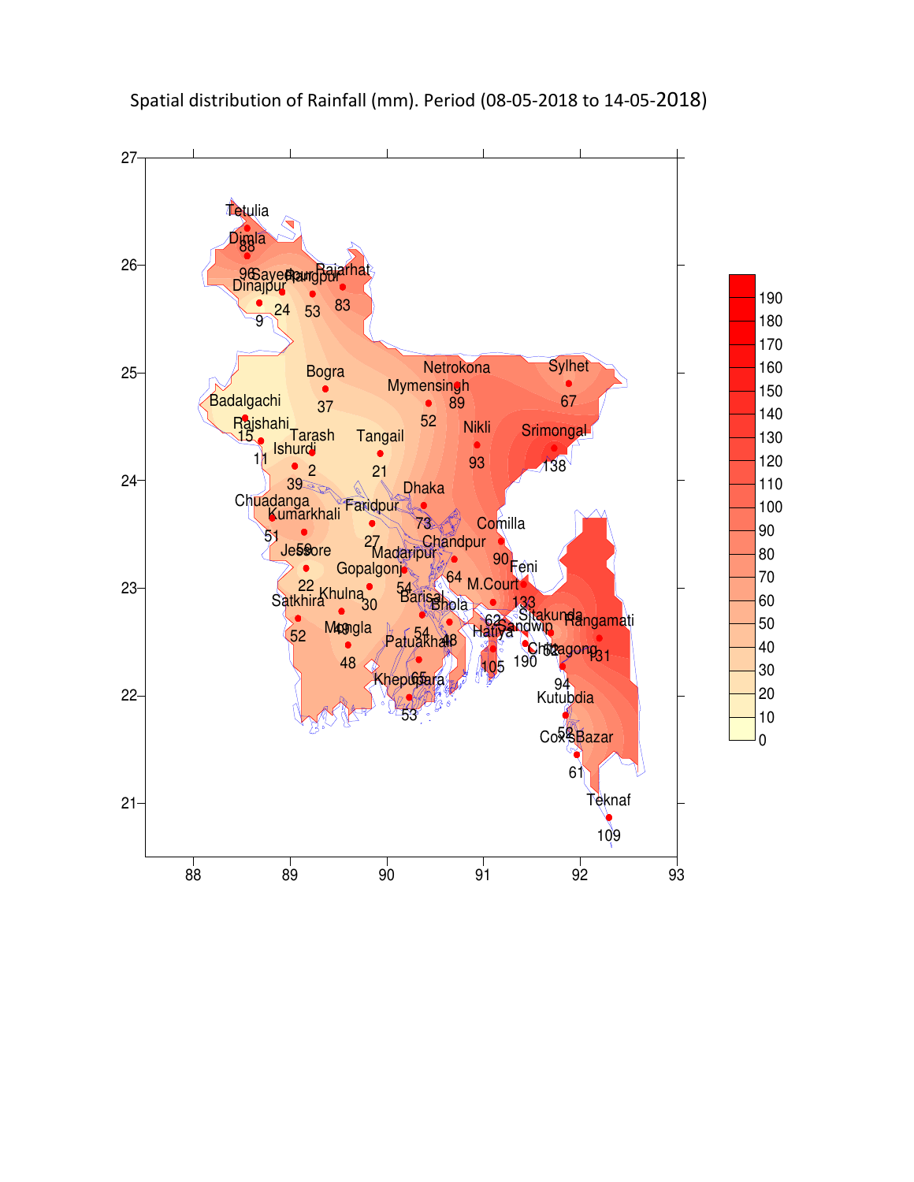Spatial distribution of Rainfall (mm). Period (08-05-2018 to 14-05-2018)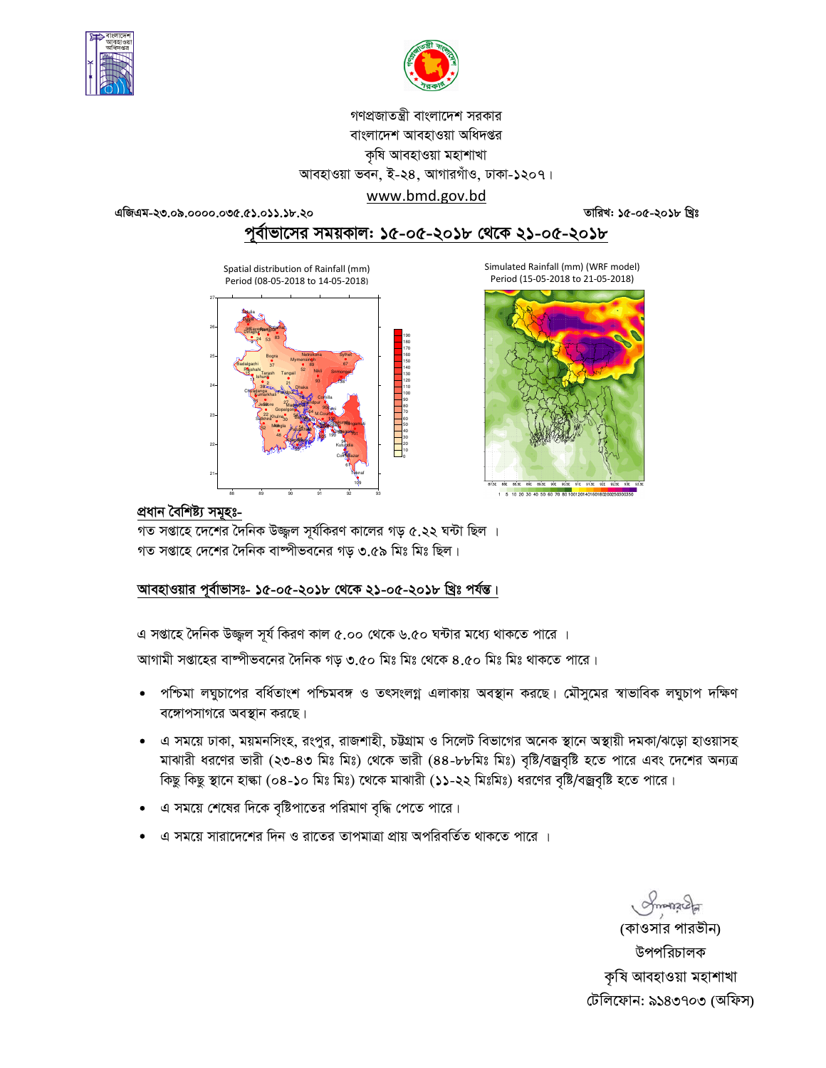গণপ্রজাতন্ত্রী বাংলাদেশ সরকার
বাংলাদেশ আবহাওয়া অধিদপ্তর
কৃষি আবহাওয়া মহাশাখা
আবহাওয়া ভবন, ই-২৪, আগারগাঁও, ঢাকা-১২০৭।
www.bmd.gov.bd

এজিএম-২৩.০৯.০০০০.০৩৫.৫১.০১১.১৮.২০ তারিখ: ১৫-০৫-২০১৮ খ্রিঃ

## পূর্বাভাসের সময়কাল: ১৫-০৫-২০১৮ থেকে ২১-০৫-২০১৮

Spatial distribution of Rainfall (mm) Period (08-05-2018 to 14-05-2018)

Simulated Rainfall (mm) (WRF model) Period (15-05-2018 to 21-05-2018)

### প্রধান বৈশিষ্ট্য সমূহঃ-

গত সপ্তাহে দেশের দৈনিক উজ্জ্বল সূর্যকিরণ কালের গড় ৫.২২ ঘন্টা ছিল ।
গত সপ্তাহে দেশের দৈনিক বাষ্পীভবনের গড় ৩.৫৯ মিঃ মিঃ ছিল।

### আবহাওয়ার পূর্বাভাসঃ- ১৫-০৫-২০১৮ থেকে ২১-০৫-২০১৮ খ্রিঃ পর্যন্ত।

এ সপ্তাহে দৈনিক উজ্জ্বল সূর্য কিরণ কাল ৫.০০ থেকে ৬.৫০ ঘন্টার মধ্যে থাকতে পারে ।
আগামী সপ্তাহের বাষ্পীভবনের দৈনিক গড় ৩.৫০ মিঃ মিঃ থেকে ৪.৫০ মিঃ মিঃ থাকতে পারে।

- পশ্চিমা লঘুচাপের বর্ধিতাংশ পশ্চিমবঙ্গ ও তৎসংলগ্ন এলাকায় অবস্থান করছে। মৌসুমের স্বাভাবিক লঘুচাপ দক্ষিণ বঙ্গোপসাগরে অবস্থান করছে।
- এ সময়ে ঢাকা, ময়মনসিংহ, রংপুর, রাজশাহী, চট্টগ্রাম ও সিলেট বিভাগের অনেক স্থানে অস্থায়ী দমকা/ঝড়ো হাওয়াসহ মাঝারী ধরণের ভারী (২৩-৪৩ মিঃ মিঃ) থেকে ভারী (৪৪-৮৮মিঃ মিঃ) বৃষ্টি/বজ্রবৃষ্টি হতে পারে এবং দেশের অন্যত্র কিছু কিছু স্থানে হাল্কা (০৪-১০ মিঃ মিঃ) থেকে মাঝারী (১১-২২ মিঃমিঃ) ধরণের বৃষ্টি/বজ্রবৃষ্টি হতে পারে।
- এ সময়ে শেষের দিকে বৃষ্টিপাতের পরিমাণ বৃদ্ধি পেতে পারে।
- এ সময়ে সারাদেশের দিন ও রাতের তাপমাত্রা প্রায় অপরিবর্তিত থাকতে পারে ।

(কাওসার পারভীন)
উপপরিচালক
কৃষি আবহাওয়া মহাশাখা
টেলিফোন: ৯১৪৩৭০৩ (অফিস)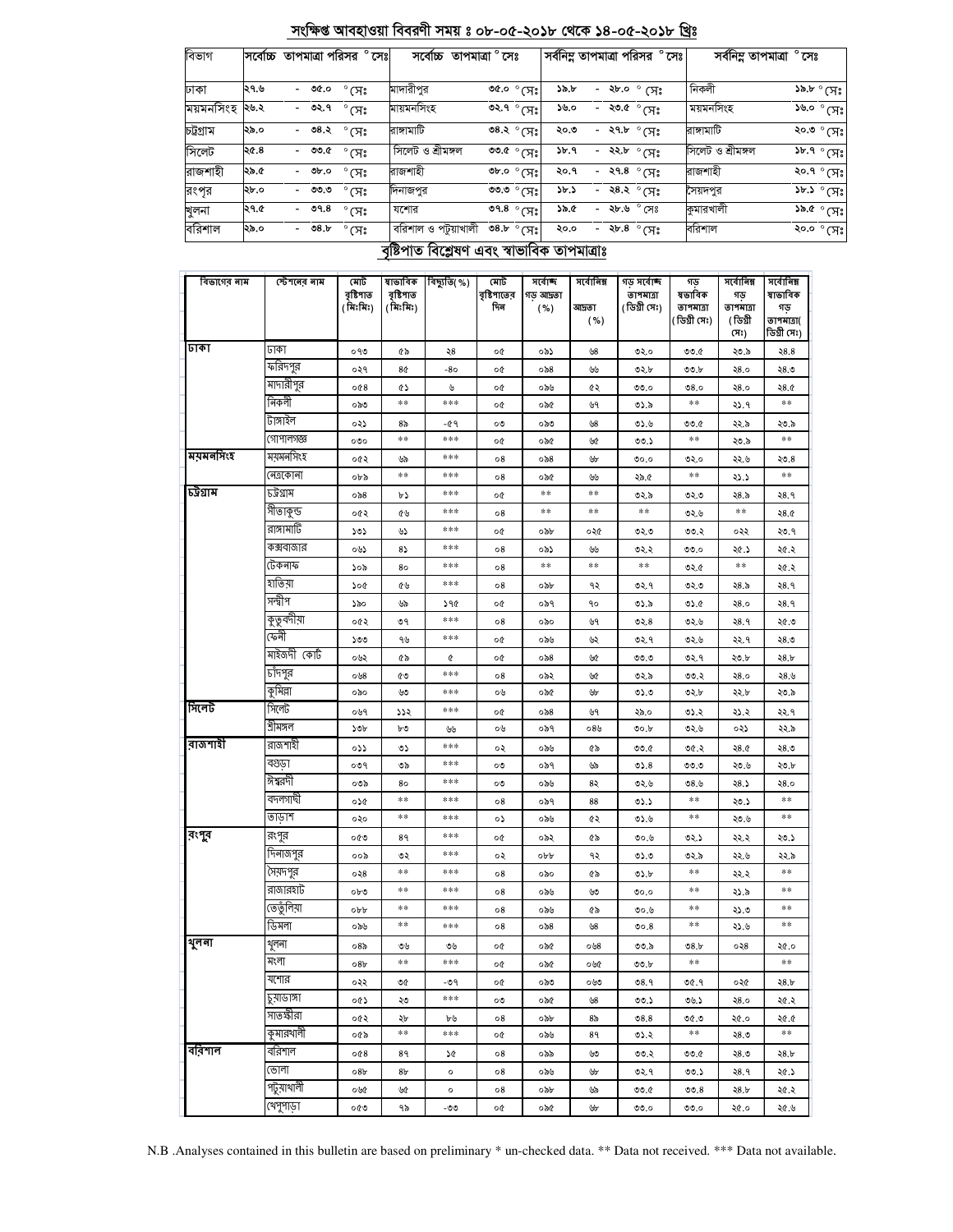## সংক্ষিপ্ত আবহাওয়া বিবরণী সময় ঃ ০৮-০৫-২০১৮ থেকে ১৪-০৫-২০১৮ খ্রিঃ

| বিভাগ | সর্বোচ্চ তাপমাত্রা পরিসর °সেঃ | সর্বোচ্চ তাপমাত্রা °সেঃ | | সর্বনিম্ন তাপমাত্রা পরিসর °সেঃ | সর্বনিম্ন তাপমাত্রা °সেঃ | |
|---|---|---|---|---|---|---|
| ঢাকা | ২৭.৬ - ৩৫.০ °সেঃ | মাদারীপুর | ৩৫.০ °সেঃ | ১৯.৮ - ২৮.০ °সেঃ | নিকলী | ১৯.৮ °সেঃ |
| ময়মনসিংহ | ২৬.২ - ৩২.৭ °সেঃ | ময়মনসিংহ | ৩২.৭ °সেঃ | ১৬.০ - ২৩.৫ °সেঃ | ময়মনসিংহ | ১৬.০ °সেঃ |
| চট্টগ্রাম | ২৯.০ - ৩৪.২ °সেঃ | রাঙ্গামাটি | ৩৪.২ °সেঃ | ২০.৩ - ২৭.৮ °সেঃ | রাঙ্গামাটি | ২০.৩ °সেঃ |
| সিলেট | ২৫.৪ - ৩৩.৫ °সেঃ | সিলেট ও শ্রীমঙ্গল | ৩৩.৫ °সেঃ | ১৮.৭ - ২২.৮ °সেঃ | সিলেট ও শ্রীমঙ্গল | ১৮.৭ °সেঃ |
| রাজশাহী | ২৯.৫ - ৩৮.০ °সেঃ | রাজশাহী | ৩৮.০ °সেঃ | ২০.৭ - ২৭.৪ °সেঃ | রাজশাহী | ২০.৭ °সেঃ |
| রংপুর | ২৮.০ - ৩৩.৩ °সেঃ | দিনাজপুর | ৩৩.৩ °সেঃ | ১৮.১ - ২৪.২ °সেঃ | সৈয়দপুর | ১৮.১ °সেঃ |
| খুলনা | ২৭.৫ - ৩৭.৪ °সেঃ | যশোর | ৩৭.৪ °সেঃ | ১৯.৫ - ২৮.৬ °সেঃ | কুমারখালী | ১৯.৫ °সেঃ |
| বরিশাল | ২৯.০ - ৩৪.৮ °সেঃ | বরিশাল ও পটুয়াখালী | ৩৪.৮ °সেঃ | ২০.০ - ২৮.৪ °সেঃ | বরিশাল | ২০.০ °সেঃ |

## বৃষ্টিপাত বিশ্লেষণ এবং স্বাভাবিক তাপমাত্রাঃ

| বিভাগের নাম | স্টেশনের নাম | মোট বৃষ্টিপাত (মিঃমিঃ) | স্বাভাবিক বৃষ্টিপাত (মিঃমিঃ) | বিচ্যুতি(%) | মোট বৃষ্টিপাতের দিন | সর্বোচ্চ গড় আদ্রতা (%) | সর্বোনিম্ন আদ্রতা (%) | গড় সর্বোচ্চ তাপমাত্রা (ডিগ্রী সেঃ) | গড় স্বাভাবিক তাপমাত্রা (ডিগ্রী সেঃ) | সর্বোনিম্ন গড় তাপমাত্রা (ডিগ্রী সেঃ) | সর্বোনিম্ন স্বাভাবিক গড় তাপমাত্রা( ডিগ্রী সেঃ) |
|---|---|---|---|---|---|---|---|---|---|---|---|
| ঢাকা | ঢাকা | ০৭৩ | ৫৯ | ২৪ | ০৫ | ০৯১ | ৬৪ | ৩২.০ | ৩৩.৫ | ২৩.৯ | ২৪.৪ |
| | ফরিদপুর | ০২৭ | ৪৫ | -৪০ | ০৫ | ০৯৪ | ৬৬ | ৩২.৮ | ৩৩.৮ | ২৪.০ | ২৪.৩ |
| | মাদারীপুর | ০৫৪ | ৫১ | ৬ | ০৫ | ০৯৬ | ৫২ | ৩৩.০ | ৩৪.০ | ২৪.০ | ২৪.৫ |
| | নিকলী | ০৯৩ | ** | *** | ০৫ | ০৯৫ | ৬৭ | ৩১.৯ | ** | ২১.৭ | ** |
| | টাঙ্গাইল | ০২১ | ৪৯ | -৫৭ | ০৩ | ০৯৩ | ৬৪ | ৩১.৬ | ৩৩.৫ | ২২.৯ | ২৩.৯ |
| | গোপালগঞ্জ | ০৩০ | ** | *** | ০৫ | ০৯৫ | ৬৫ | ৩৩.১ | ** | ২৩.৯ | ** |
| ময়মনসিংহ | ময়মনসিংহ | ০৫২ | ৬৯ | *** | ০৪ | ০৯৪ | ৬৮ | ৩০.০ | ৩২.০ | ২২.৬ | ২৩.৪ |
| | নেত্রকোনা | ০৮৯ | ** | *** | ০৪ | ০৯৫ | ৬৬ | ২৯.৫ | ** | ২১.১ | ** |
| চট্টগ্রাম | চট্টগ্রাম | ০৯৪ | ৮১ | *** | ০৫ | ** | ** | ৩২.৯ | ৩২.৩ | ২৪.৯ | ২৪.৭ |
| | সীতাকুন্ড | ০৫২ | ৫৬ | *** | ০৪ | ** | ** | ** | ৩২.৬ | ** | ২৪.৫ |
| | রাঙ্গামাটি | ১৩১ | ৬১ | *** | ০৫ | ০৯৮ | ০২৫ | ৩২.৩ | ৩৩.২ | ০২২ | ২৩.৭ |
| | কক্সবাজার | ০৬১ | ৪১ | *** | ০৪ | ০৯১ | ৬৬ | ৩২.২ | ৩৩.০ | ২৫.১ | ২৫.২ |
| | টেকনাফ | ১০৯ | ৪০ | *** | ০৪ | ** | ** | ** | ৩২.৫ | ** | ২৫.২ |
| | হাতিয়া | ১০৫ | ৫৬ | *** | ০৪ | ০৯৮ | ৭২ | ৩২.৭ | ৩২.৩ | ২৪.৯ | ২৪.৭ |
| | সন্দ্বীপ | ১৯০ | ৬৯ | ১৭৫ | ০৫ | ০৯৭ | ৭০ | ৩১.৯ | ৩১.৫ | ২৪.০ | ২৪.৭ |
| | কুতুবদীয়া | ০৫২ | ৩৭ | *** | ০৪ | ০৯০ | ৬৭ | ৩২.৪ | ৩২.৬ | ২৪.৭ | ২৫.৩ |
| | ফেনী | ১৩৩ | ৭৬ | *** | ০৫ | ০৯৬ | ৬২ | ৩২.৭ | ৩২.৬ | ২২.৭ | ২৪.৩ |
| | মাইজদী কোর্ট | ০৬২ | ৫৯ | ৫ | ০৫ | ০৯৪ | ৬৫ | ৩৩.৩ | ৩২.৭ | ২৩.৮ | ২৪.৮ |
| | চাঁদপুর | ০৬৪ | ৫৩ | *** | ০৪ | ০৯২ | ৬৫ | ৩২.৯ | ৩৩.২ | ২৪.০ | ২৪.৬ |
| | কুমিল্লা | ০৯০ | ৬৩ | *** | ০৬ | ০৯৫ | ৬৮ | ৩১.৩ | ৩২.৮ | ২২.৮ | ২৩.৯ |
| সিলেট | সিলেট | ০৬৭ | ১১২ | *** | ০৫ | ০৯৪ | ৬৭ | ২৯.০ | ৩১.২ | ২১.২ | ২২.৭ |
| | শ্রীমঙ্গল | ১৩৮ | ৮৩ | ৬৬ | ০৬ | ০৯৭ | ০৪৬ | ৩০.৮ | ৩২.৬ | ০২১ | ২২.৯ |
| রাজশাহী | রাজশাহী | ০১১ | ৩১ | *** | ০২ | ০৯৬ | ৫৯ | ৩৩.৫ | ৩৫.২ | ২৪.৫ | ২৪.৩ |
| | বগুড়া | ০৩৭ | ৩৯ | *** | ০৩ | ০৯৭ | ৬৯ | ৩১.৪ | ৩৩.৩ | ২৩.৬ | ২৩.৮ |
| | ঈশ্বরদী | ০৩৯ | ৪০ | *** | ০৩ | ০৯৬ | ৪২ | ৩২.৬ | ৩৪.৬ | ২৪.১ | ২৪.০ |
| | বদলগাছী | ০১৫ | ** | *** | ০৪ | ০৯৭ | ৪৪ | ৩১.১ | ** | ২৩.১ | ** |
| | তাড়াশ | ০২০ | ** | *** | ০১ | ০৯৬ | ৫২ | ৩১.৬ | ** | ২৩.৬ | ** |
| রংপুর | রংপুর | ০৫৩ | ৪৭ | *** | ০৫ | ০৯২ | ৫৯ | ৩০.৬ | ৩২.১ | ২২.২ | ২৩.১ |
| | দিনাজপুর | ০০৯ | ৩২ | *** | ০২ | ০৮৮ | ৭২ | ৩১.৩ | ৩২.৯ | ২২.৬ | ২২.৯ |
| | সৈয়দপুর | ০২৪ | ** | *** | ০৪ | ০৯০ | ৫৯ | ৩১.৮ | ** | ২২.২ | ** |
| | রাজারহাট | ০৮৩ | ** | *** | ০৪ | ০৯৬ | ৬৩ | ৩০.০ | ** | ২১.৯ | ** |
| | তেতুঁলিয়া | ০৮৮ | ** | *** | ০৪ | ০৯৬ | ৫৯ | ৩০.৬ | ** | ২১.৩ | ** |
| | ডিমলা | ০৯৬ | ** | *** | ০৪ | ০৯৪ | ৬৪ | ৩০.৪ | ** | ২১.৬ | ** |
| খুলনা | খুলনা | ০৪৯ | ৩৬ | ৩৬ | ০৫ | ০৯৫ | ০৬৪ | ৩৩.৯ | ৩৪.৮ | ০২৪ | ২৫.০ |
| | মংলা | ০৪৮ | ** | *** | ০৫ | ০৯৫ | ০৬৫ | ৩৩.৮ | ** | | ** |
| | যশোর | ০২২ | ৩৫ | -৩৭ | ০৫ | ০৯৩ | ০৬৩ | ৩৪.৭ | ৩৫.৭ | ০২৫ | ২৪.৮ |
| | চুয়াডাঙ্গা | ০৫১ | ২৩ | *** | ০৩ | ০৯৫ | ৬৪ | ৩৩.১ | ৩৬.১ | ২৪.০ | ২৫.২ |
| | সাতক্ষীরা | ০৫২ | ২৮ | ৮৬ | ০৪ | ০৯৮ | ৪৯ | ৩৪.৪ | ৩৫.৩ | ২৫.০ | ২৫.৫ |
| | কুমারখালী | ০৫৯ | ** | *** | ০৫ | ০৯৬ | ৪৭ | ৩১.২ | ** | ২৪.৩ | ** |
| বরিশাল | বরিশাল | ০৫৪ | ৪৭ | ১৫ | ০৪ | ০৯৯ | ৬৩ | ৩৩.২ | ৩৩.৫ | ২৪.৩ | ২৪.৮ |
| | ভোলা | ০৪৮ | ৪৮ | ০ | ০৪ | ০৯৬ | ৬৮ | ৩২.৭ | ৩৩.১ | ২৪.৭ | ২৫.১ |
| | পটুয়াখালী | ০৬৫ | ৬৫ | ০ | ০৪ | ০৯৮ | ৬৯ | ৩৩.৫ | ৩৩.৪ | ২৪.৮ | ২৫.২ |
| | খেপুপাড়া | ০৫৩ | ৭৯ | -৩৩ | ০৫ | ০৯৫ | ৬৮ | ৩৩.০ | ৩৩.০ | ২৫.০ | ২৫.৬ |

N.B .Analyses contained in this bulletin are based on preliminary * un-checked data. ** Data not received. *** Data not available.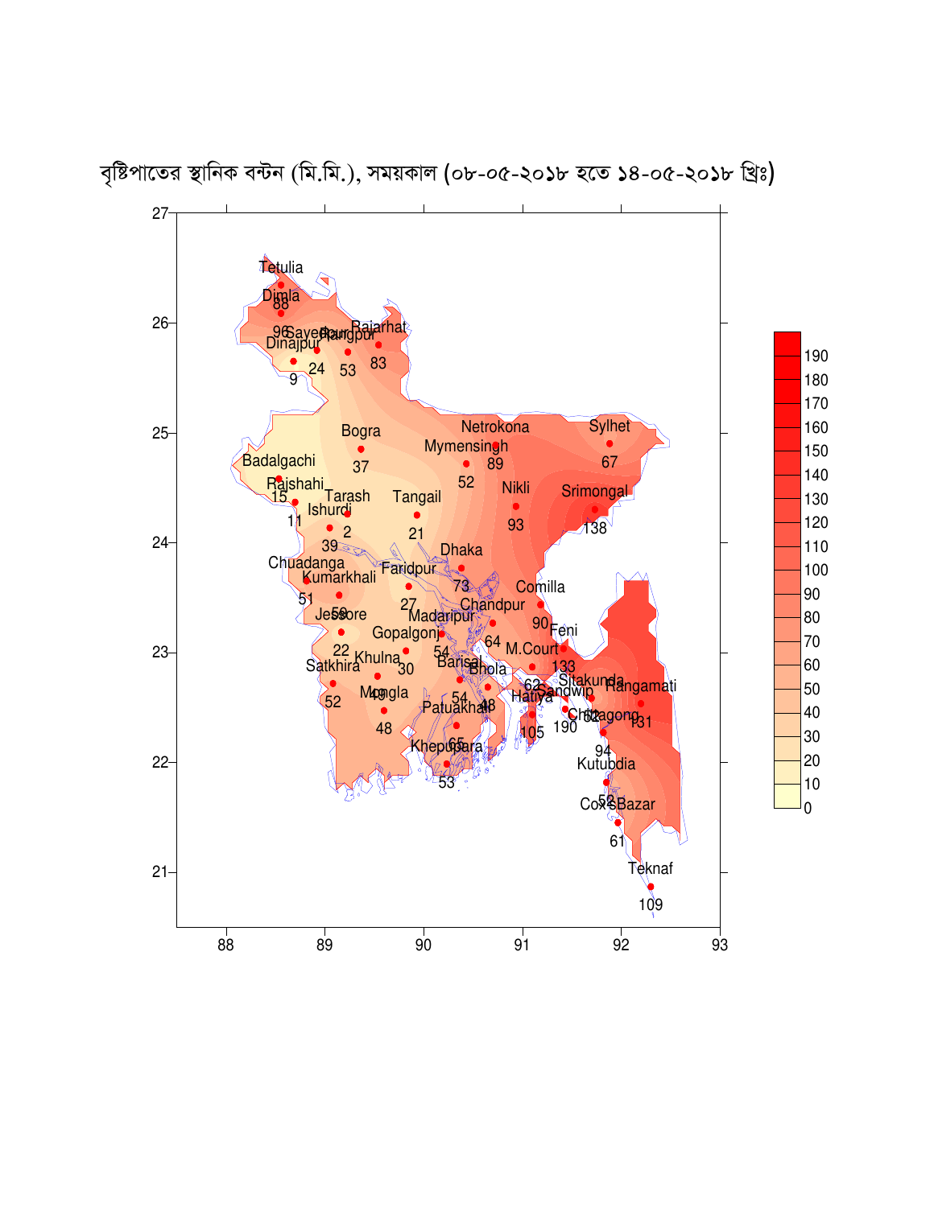বৃষ্টিপাতের স্থানিক বন্টন (মি.মি.), সময়কাল (০৮-০৫-২০১৮ হতে ১৪-০৫-২০১৮ খ্রিঃ)

27
26
25
24
23
22
21

88
89
90
91
92
93

Tetulia
Dimla
88
96
Sayedpur
Rangpur
Rajarhat
Dinajpur
24
53
83
9
Bogra
37
Netrokona
Sylhet
Mymensingh
89
67
52
Badalgachi
Rajshahi
15
11
Tarash
Ishurdi
2
39
Tangail
21
Nikli
93
Srimongal
138
Dhaka
73
Chuadanga
Kumarkhali
51
Faridpur
27
Comilla
90
Chandpur
Madaripur
Jessore
59
Gopalgonj
54
64
Feni
M.Court
133
22
Khulna
30
Satkhira
Barisal
Bhola
62
Sitakunda
Sandwip
Rangamati
Hatiya
Mongla
49
52
48
Patuakhali
54
48
105
190
Chittagong
82
131
Khepupara
65
53
94
Kutubdia
52
Cox'sBazar
61
Teknaf
109

0
10
20
30
40
50
60
70
80
90
100
110
120
130
140
150
160
170
180
190